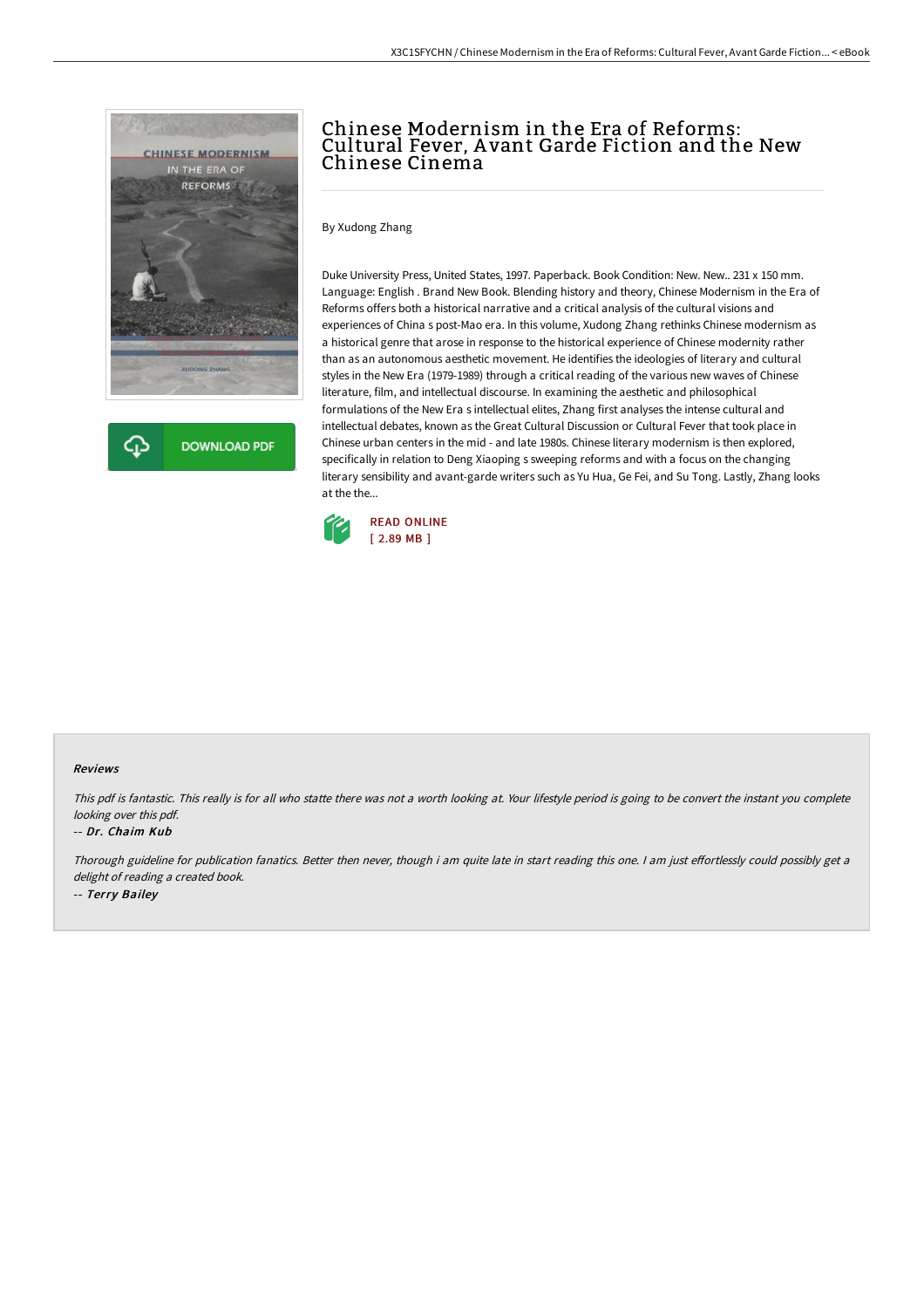# Chinese Modernism in the Era of Reforms: Cultural Fever, Avant Garde Fiction and the New Chinese Cinema

By Xudong Zhang

Duke University Press, United States, 1997. Paperback. Book Condition: New. New.. 231 x 150 mm. Language: English . Brand New Book. Blending history and theory, Chinese Modernism in the Era of Reforms offers both a historical narrative and a critical analysis of the cultural visions and experiences of China s post-Mao era. In this volume, Xudong Zhang rethinks Chinese modernism as a historical genre that arose in response to the historical experience of Chinese modernity rather than as an autonomous aesthetic movement. He identifies the ideologies of literary and cultural styles in the New Era (1979-1989) through a critical reading of the various new waves of Chinese literature, film, and intellectual discourse. In examining the aesthetic and philosophical formulations of the New Era s intellectual elites, Zhang first analyses the intense cultural and intellectual debates, known as the Great Cultural Discussion or Cultural Fever that took place in Chinese urban centers in the mid - and late 1980s. Chinese literary modernism is then explored, specifically in relation to Deng Xiaoping s sweeping reforms and with a focus on the changing literary sensibility and avant-garde writers such as Yu Hua, Ge Fei, and Su Tong. Lastly, Zhang looks at the the...

READ ONLINE
[ 2.89 MB ]

DOWNLOAD PDF

### Reviews

*This pdf is fantastic. This really is for all who statte there was not a worth looking at. Your lifestyle period is going to be convert the instant you complete looking over this pdf.*

-- *Dr. Chaim Kub*

*Thorough guideline for publication fanatics. Better then never, though i am quite late in start reading this one. I am just effortlessly could possibly get a delight of reading a created book.*

-- *Terry Bailey*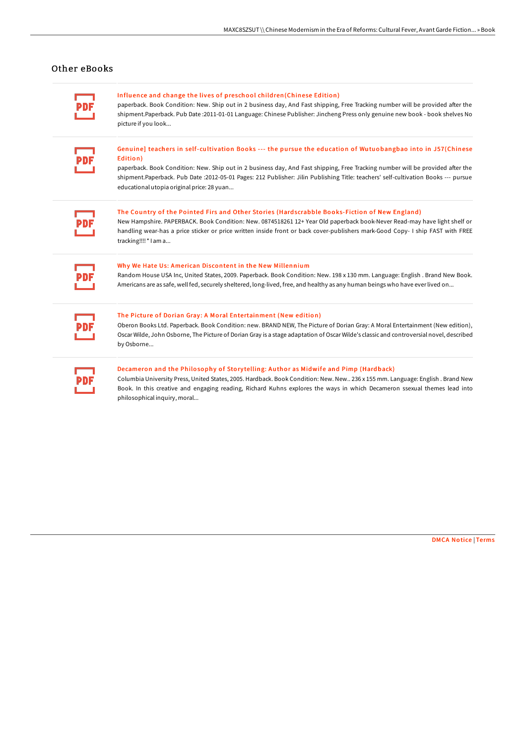## Other eBooks

**Influence and change the lives of preschool children(Chinese Edition)**

paperback. Book Condition: New. Ship out in 2 business day, And Fast shipping, Free Tracking number will be provided after the shipment.Paperback. Pub Date :2011-01-01 Language: Chinese Publisher: Jincheng Press only genuine new book - book shelves No picture if you look...

**Genuine] teachers in self-cultivation Books --- the pursue the education of Wutuobangbao into in J57(Chinese Edition)**

paperback. Book Condition: New. Ship out in 2 business day, And Fast shipping, Free Tracking number will be provided after the shipment.Paperback. Pub Date :2012-05-01 Pages: 212 Publisher: Jilin Publishing Title: teachers' self-cultivation Books --- pursue educational utopia original price: 28 yuan...

**The Country of the Pointed Firs and Other Stories (Hardscrabble Books-Fiction of New England)**

New Hampshire. PAPERBACK. Book Condition: New. 0874518261 12+ Year Old paperback book-Never Read-may have light shelf or handling wear-has a price sticker or price written inside front or back cover-publishers mark-Good Copy- I ship FAST with FREE tracking!!!! * I am a...

**Why We Hate Us: American Discontent in the New Millennium**

Random House USA Inc, United States, 2009. Paperback. Book Condition: New. 198 x 130 mm. Language: English . Brand New Book. Americans are as safe, well fed, securely sheltered, long-lived, free, and healthy as any human beings who have ever lived on...

**The Picture of Dorian Gray: A Moral Entertainment (New edition)**

Oberon Books Ltd. Paperback. Book Condition: new. BRAND NEW, The Picture of Dorian Gray: A Moral Entertainment (New edition), Oscar Wilde, John Osborne, The Picture of Dorian Gray is a stage adaptation of Oscar Wilde's classic and controversial novel, described by Osborne...

**Decameron and the Philosophy of Storytelling: Author as Midwife and Pimp (Hardback)**

Columbia University Press, United States, 2005. Hardback. Book Condition: New. New.. 236 x 155 mm. Language: English . Brand New Book. In this creative and engaging reading, Richard Kuhns explores the ways in which Decameron ssexual themes lead into philosophical inquiry, moral...